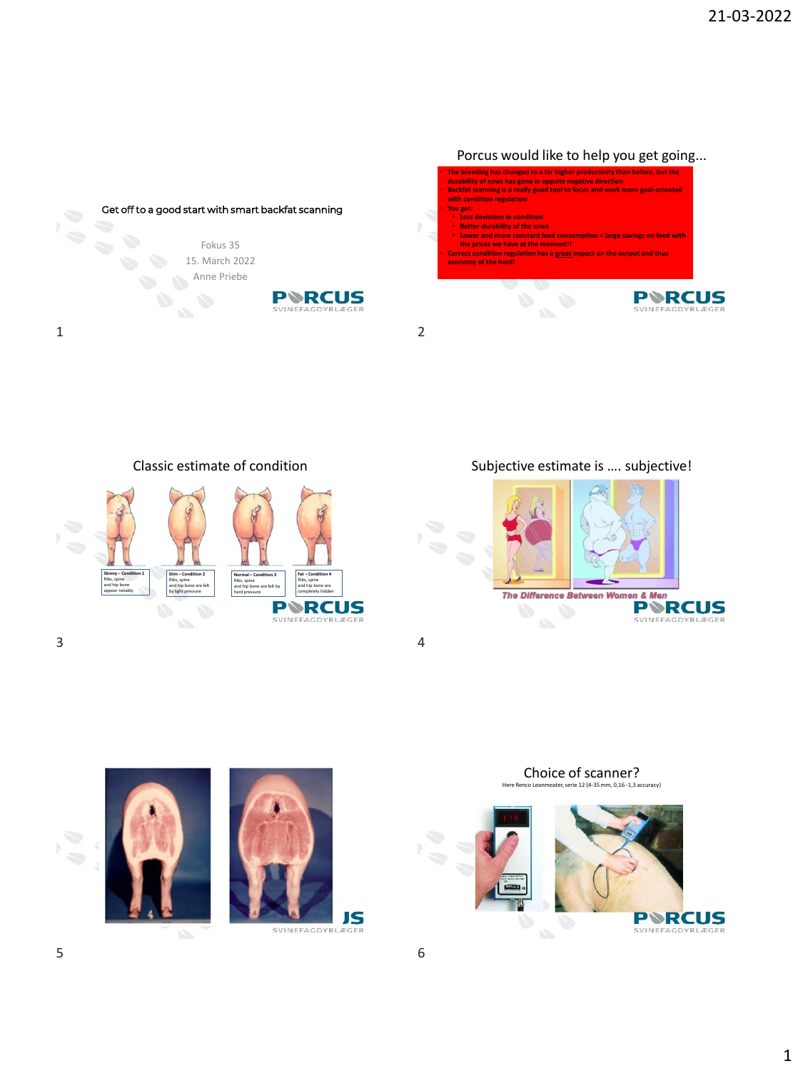## Get off to a good start with smart backfat scanning

Fokus 35

15. March 2022

Anne Priebe

## Porcus would like to help you get going...

- The breeding has changed to a far higher productivity than before, but the durability of sows has gone in oppsite negative direction
- Backfat scanning is a really good tool to focus and work more goal-oriented with condition regulation
- You get:
  - Less deviation in condition
  - Better durability of the sows
  - Lower and more constant feed consumption = large savings on feed with the prices we have at the moment!!
- Correct condition regulation has a great impact on the output and thus economy of the herd!

## Classic estimate of condition

Skinny – Condition 1
Ribs, spine and hip bone appear notably

Slim – Condition 2
Ribs, spine and hip bone are felt by light pressure

Normal – Condition 3
Ribs, spine and hip bone are felt by hard pressure

Fat – Condition 4
Ribs, spine and hip bone are completely hidden

## Subjective estimate is …. subjective!

The Difference Between Women & Men

## Choice of scanner?

Here Renco Leanmeater, serie 12 (4-35 mm, 0,16 -1,3 accuracy)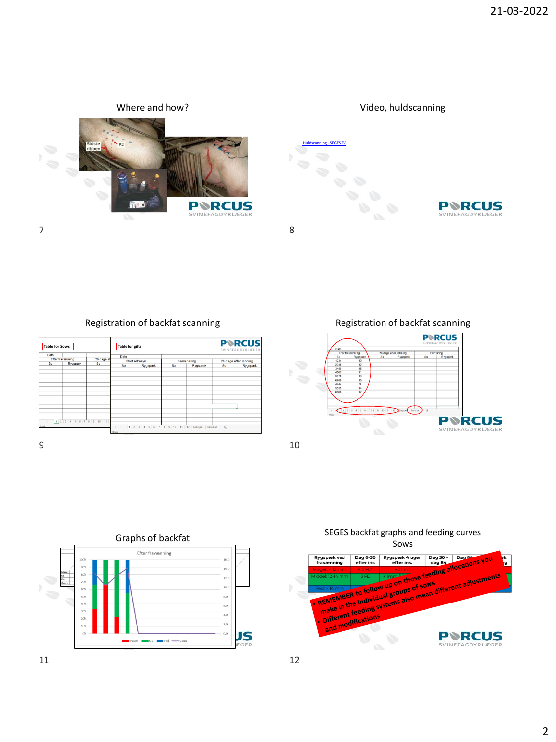## Where and how?

Sidste ribben

P2

## Video, huldscanning

Huldscanning - SEGES TV

## Registration of backfat scanning

Table for Sows

Table for gilts

## Registration of backfat scanning

## Graphs of backfat

Efter fravænning

## SEGES backfat graphs and feeding curves Sows

| Rygspæk ved fravænning | Dag 0-30 efter ins | Rygspæk 4 uger efter ins. | Dag 30 – dag 84 | Dag 8… |
|---|---|---|---|---|
| Mager: < 12 mm | 4,5 FE* | + 3mm | | |
| Middel: 12-14 mm | 3 FE | + 1mm | | |
| Fed: > 14 mm | | | | |

- REMEMBER to follow up on those feeding allocations you make in the individual groups of sows
- Different feeding systems also mean different adjustments and modifications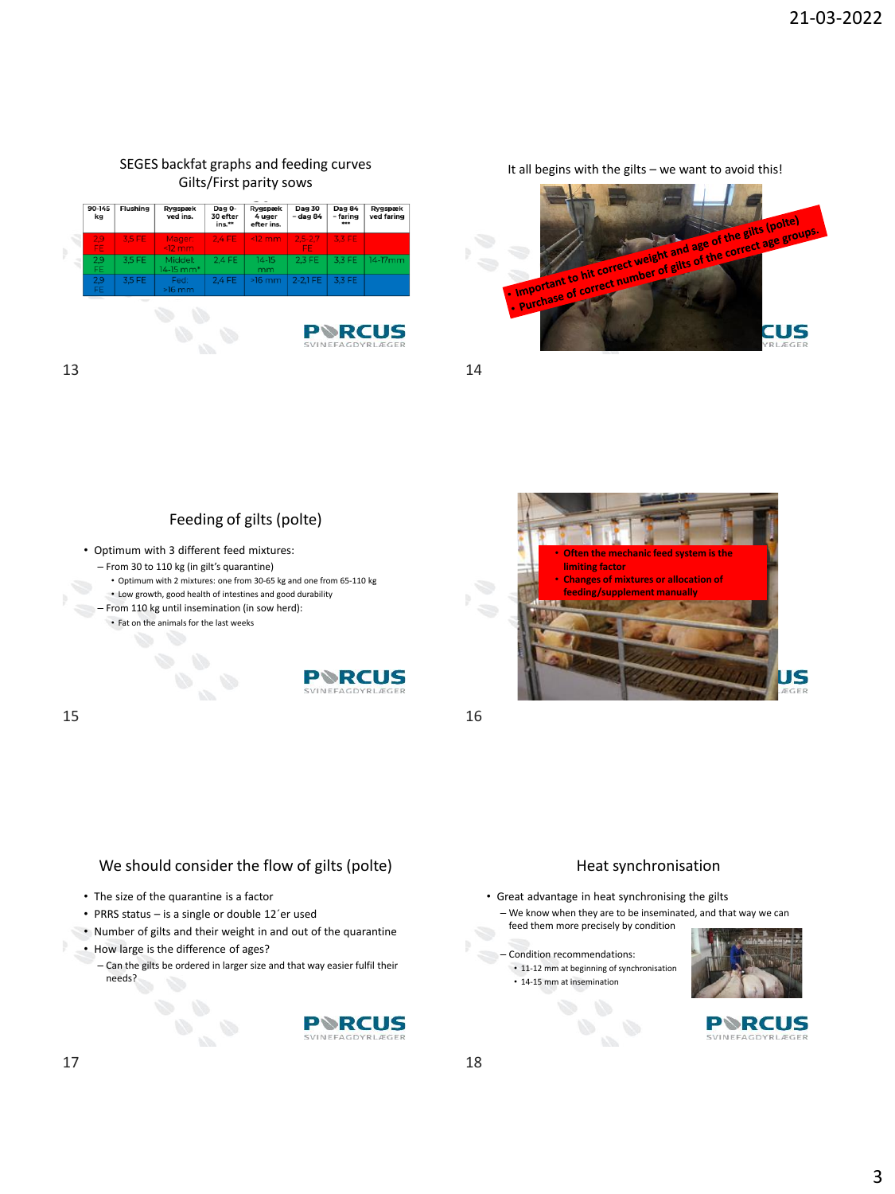## SEGES backfat graphs and feeding curves Gilts/First parity sows

| 90-145 kg | Flushing | Rygspæk ved ins. | Dag 0-30 efter ins.** | Rygspæk 4 uger efter ins. | Dag 30 – dag 84 | Dag 84 – faring *** | Rygspæk ved faring |
|---|---|---|---|---|---|---|---|
| 2,9 FE | 3,5 FE | Mager: <12 mm | 2,4 FE | <12 mm | 2,5-2,7 FE | 3,3 FE | |
| 2,9 FE | 3,5 FE | Middel: 14-15 mm* | 2,4 FE | 14-15 mm | 2,3 FE | 3,3 FE | 14-17mm |
| 2,9 FE | 3,5 FE | Fed: >16 mm | 2,4 FE | >16 mm | 2-2,1 FE | 3,3 FE | |

## It all begins with the gilts – we want to avoid this!

- Important to hit correct weight and age of the gilts (polte)
- Purchase of correct number of gilts of the correct age groups.

## Feeding of gilts (polte)

- Optimum with 3 different feed mixtures:
  - From 30 to 110 kg (in gilt's quarantine)
    - Optimum with 2 mixtures: one from 30-65 kg and one from 65-110 kg
    - Low growth, good health of intestines and good durability
  - From 110 kg until insemination (in sow herd):
    - Fat on the animals for the last weeks

- Often the mechanic feed system is the limiting factor
- Changes of mixtures or allocation of feeding/supplement manually

## We should consider the flow of gilts (polte)

- The size of the quarantine is a factor
- PRRS status – is a single or double 12´er used
- Number of gilts and their weight in and out of the quarantine
- How large is the difference of ages?
  - Can the gilts be ordered in larger size and that way easier fulfil their needs?

## Heat synchronisation

- Great advantage in heat synchronising the gilts
  - We know when they are to be inseminated, and that way we can feed them more precisely by condition
  - Condition recommendations:
    - 11-12 mm at beginning of synchronisation
    - 14-15 mm at insemination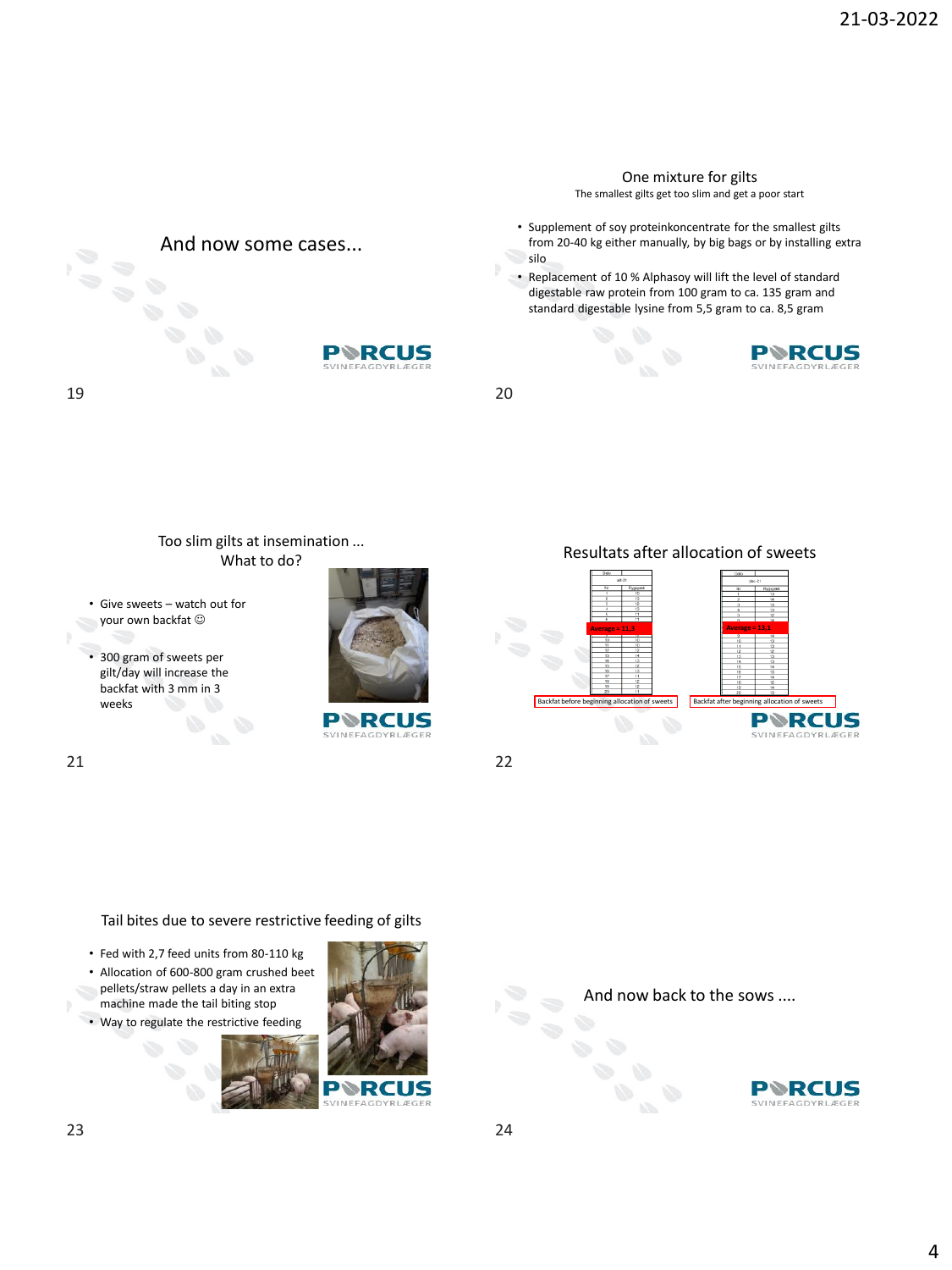## And now some cases...

## One mixture for gilts

The smallest gilts get too slim and get a poor start

- Supplement of soy proteinkoncentrate for the smallest gilts from 20-40 kg either manually, by big bags or by installing extra silo
- Replacement of 10 % Alphasoy will lift the level of standard digestable raw protein from 100 gram to ca. 135 gram and standard digestable lysine from 5,5 gram to ca. 8,5 gram

## Too slim gilts at insemination ... What to do?

- Give sweets – watch out for your own backfat ☺
- 300 gram of sweets per gilt/day will increase the backfat with 3 mm in 3 weeks

## Resultats after allocation of sweets

Average = 11,3

Backfat before beginning allocation of sweets

Average = 13,1

Backfat after beginning allocation of sweets

## Tail bites due to severe restrictive feeding of gilts

- Fed with 2,7 feed units from 80-110 kg
- Allocation of 600-800 gram crushed beet pellets/straw pellets a day in an extra machine made the tail biting stop
- Way to regulate the restrictive feeding

## And now back to the sows ....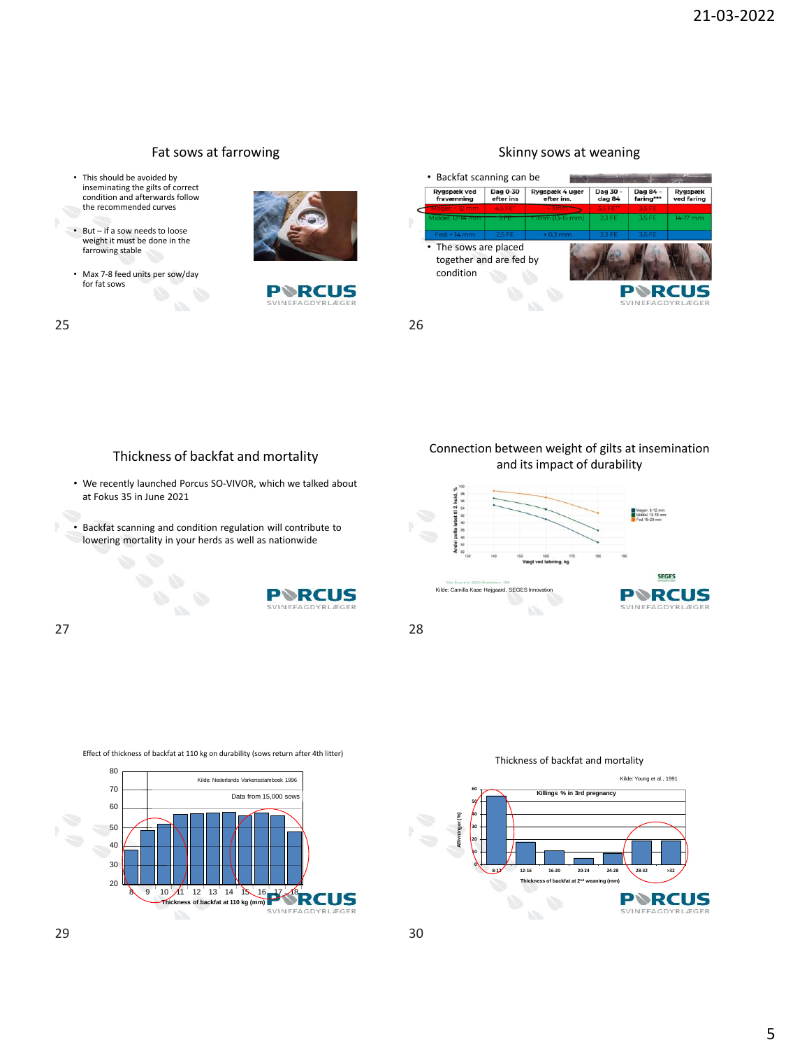## Fat sows at farrowing

- This should be avoided by inseminating the gilts of correct condition and afterwards follow the recommended curves
- But – if a sow needs to loose weight it must be done in the farrowing stable
- Max 7-8 feed units per sow/day for fat sows

## Skinny sows at weaning

- Backfat scanning can be

| Rygspæk ved fravænning | Dag 0-30 efter ins | Rygspæk 4 uger efter ins. | Dag 30 – dag 84 | Dag 84 – faring*** | Rygspæk ved faring |
|---|---|---|---|---|---|
| Mager: < 12 mm | 4,5 FE* | > 3 mm | 3,5 FE** | 3,5 FE | |
| Middel: 12-14 mm | 3 FE | + 1 mm (13-15 mm) | 2,3 FE | 3,5 FE | 14-17 mm |
| Fed: > 14 mm | 2,5 FE | + 0,3 mm | 2,3 FE | 3,5 FE | |

- The sows are placed together and are fed by condition

## Thickness of backfat and mortality

- We recently launched Porcus SO-VIVOR, which we talked about at Fokus 35 in June 2021
- Backfat scanning and condition regulation will contribute to lowering mortality in your herds as well as nationwide

## Connection between weight of gilts at insemination and its impact of durability

Kilde: Camilla Kaae Højgaard, SEGES Innovation

Effect of thickness of backfat at 110 kg on durability (sows return after 4th litter)

Kilde: Nederlands Varkensstamboek 1996

Data from 15,000 sows

Thickness of backfat at 110 kg (mm)

## Thickness of backfat and mortality

Kilde: Young et al., 1991

Killings % in 3rd pregnancy

Thickness of backfat at 2nd weaning (mm)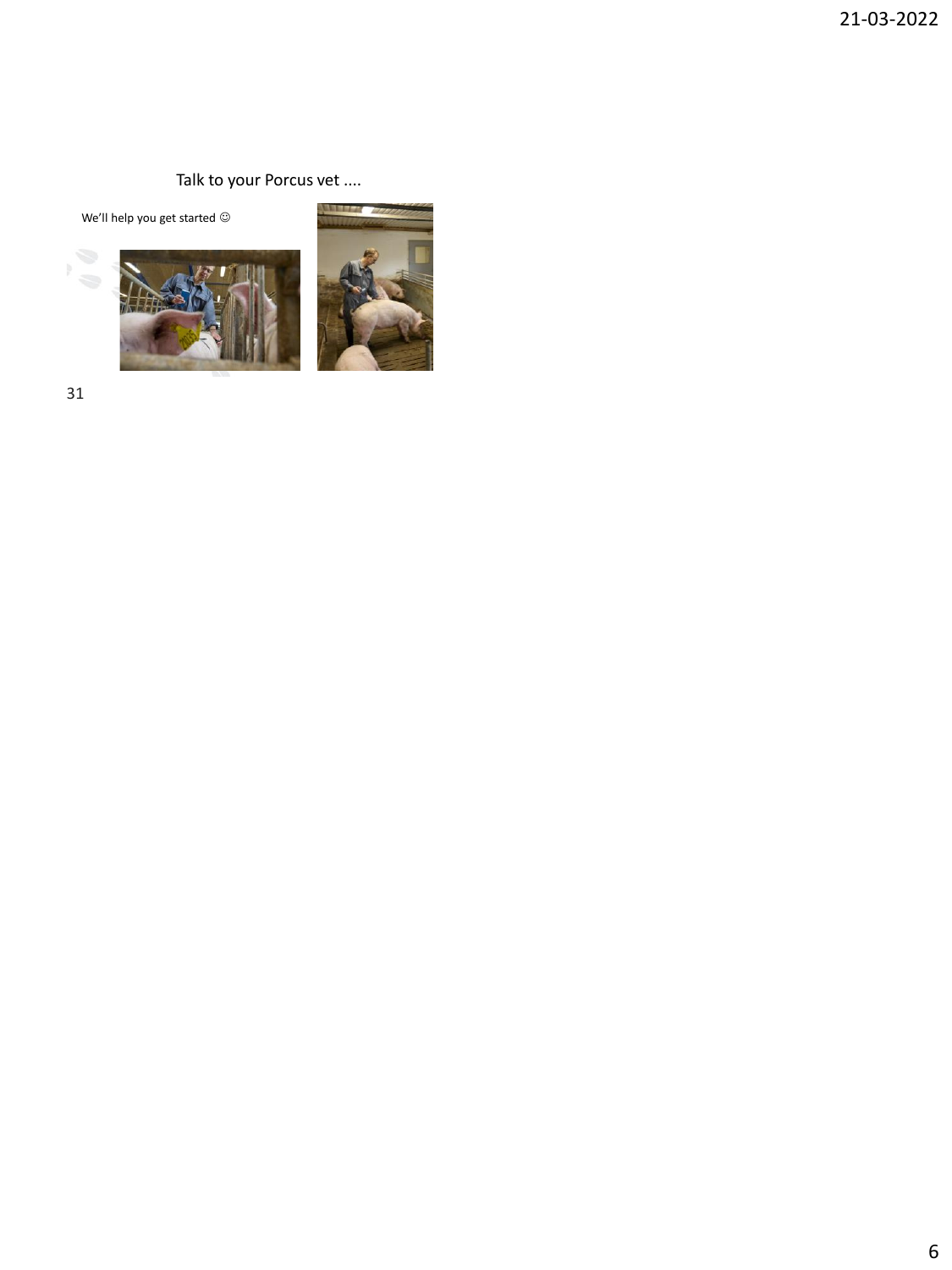Talk to your Porcus vet ....

We'll help you get started ☺

31